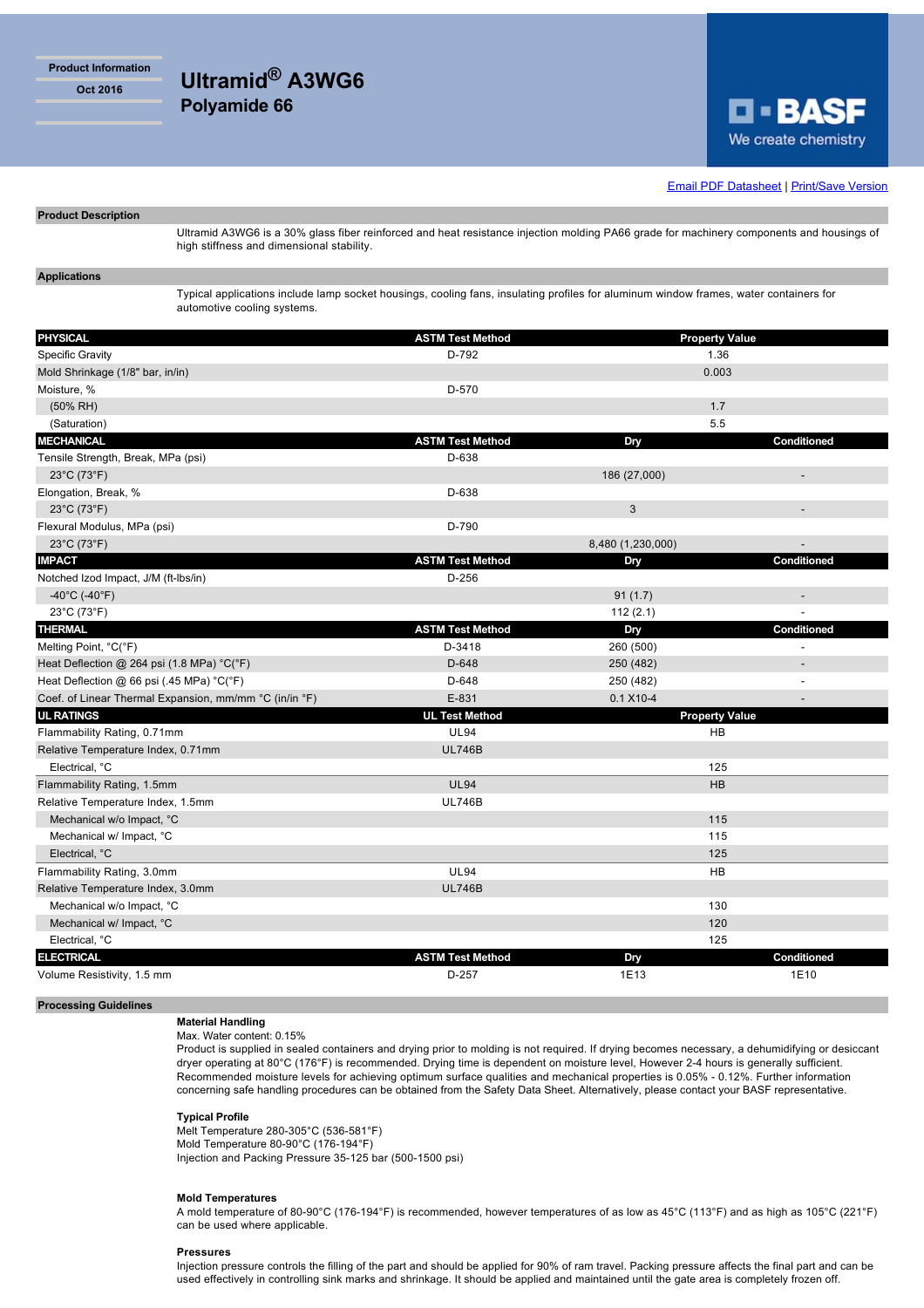Product Information
Oct 2016

# Ultramid® A3WG6
## Polyamide 66

BASF
We create chemistry

Email PDF Datasheet | Print/Save Version

### Product Description

Ultramid A3WG6 is a 30% glass fiber reinforced and heat resistance injection molding PA66 grade for machinery components and housings of high stiffness and dimensional stability.

### Applications

Typical applications include lamp socket housings, cooling fans, insulating profiles for aluminum window frames, water containers for automotive cooling systems.

| PHYSICAL | ASTM Test Method | Property Value | |
|---|---|---|---|
| Specific Gravity | D-792 | 1.36 | |
| Mold Shrinkage (1/8" bar, in/in) | | 0.003 | |
| Moisture, % | D-570 | | |
| (50% RH) | | 1.7 | |
| (Saturation) | | 5.5 | |
| **MECHANICAL** | **ASTM Test Method** | **Dry** | **Conditioned** |
| Tensile Strength, Break, MPa (psi) | D-638 | | |
| 23°C (73°F) | | 186 (27,000) | - |
| Elongation, Break, % | D-638 | | |
| 23°C (73°F) | | 3 | - |
| Flexural Modulus, MPa (psi) | D-790 | | |
| 23°C (73°F) | | 8,480 (1,230,000) | - |
| **IMPACT** | **ASTM Test Method** | **Dry** | **Conditioned** |
| Notched Izod Impact, J/M (ft-lbs/in) | D-256 | | |
| -40°C (-40°F) | | 91 (1.7) | - |
| 23°C (73°F) | | 112 (2.1) | - |
| **THERMAL** | **ASTM Test Method** | **Dry** | **Conditioned** |
| Melting Point, °C(°F) | D-3418 | 260 (500) | - |
| Heat Deflection @ 264 psi (1.8 MPa) °C(°F) | D-648 | 250 (482) | - |
| Heat Deflection @ 66 psi (.45 MPa) °C(°F) | D-648 | 250 (482) | - |
| Coef. of Linear Thermal Expansion, mm/mm °C (in/in °F) | E-831 | 0.1 X10-4 | - |
| **UL RATINGS** | **UL Test Method** | **Property Value** | |
| Flammability Rating, 0.71mm | UL94 | HB | |
| Relative Temperature Index, 0.71mm | UL746B | | |
| Electrical, °C | | 125 | |
| Flammability Rating, 1.5mm | UL94 | HB | |
| Relative Temperature Index, 1.5mm | UL746B | | |
| Mechanical w/o Impact, °C | | 115 | |
| Mechanical w/ Impact, °C | | 115 | |
| Electrical, °C | | 125 | |
| Flammability Rating, 3.0mm | UL94 | HB | |
| Relative Temperature Index, 3.0mm | UL746B | | |
| Mechanical w/o Impact, °C | | 130 | |
| Mechanical w/ Impact, °C | | 120 | |
| Electrical, °C | | 125 | |
| **ELECTRICAL** | **ASTM Test Method** | **Dry** | **Conditioned** |
| Volume Resistivity, 1.5 mm | D-257 | 1E13 | 1E10 |

### Processing Guidelines

**Material Handling**

Max. Water content: 0.15%
Product is supplied in sealed containers and drying prior to molding is not required. If drying becomes necessary, a dehumidifying or desiccant dryer operating at 80°C (176°F) is recommended. Drying time is dependent on moisture level, However 2-4 hours is generally sufficient. Recommended moisture levels for achieving optimum surface qualities and mechanical properties is 0.05% - 0.12%. Further information concerning safe handling procedures can be obtained from the Safety Data Sheet. Alternatively, please contact your BASF representative.

**Typical Profile**

Melt Temperature 280-305°C (536-581°F)
Mold Temperature 80-90°C (176-194°F)
Injection and Packing Pressure 35-125 bar (500-1500 psi)

**Mold Temperatures**

A mold temperature of 80-90°C (176-194°F) is recommended, however temperatures of as low as 45°C (113°F) and as high as 105°C (221°F) can be used where applicable.

**Pressures**

Injection pressure controls the filling of the part and should be applied for 90% of ram travel. Packing pressure affects the final part and can be used effectively in controlling sink marks and shrinkage. It should be applied and maintained until the gate area is completely frozen off.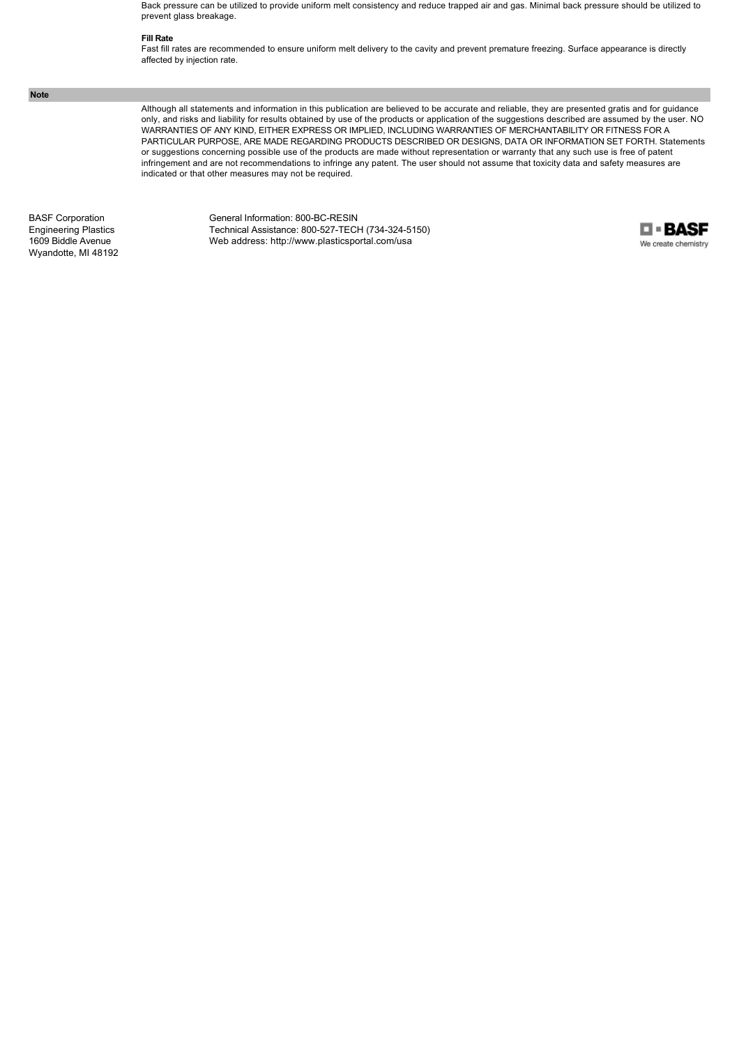Back pressure can be utilized to provide uniform melt consistency and reduce trapped air and gas. Minimal back pressure should be utilized to prevent glass breakage.

**Fill Rate**

Fast fill rates are recommended to ensure uniform melt delivery to the cavity and prevent premature freezing. Surface appearance is directly affected by injection rate.

## Note

Although all statements and information in this publication are believed to be accurate and reliable, they are presented gratis and for guidance only, and risks and liability for results obtained by use of the products or application of the suggestions described are assumed by the user. NO WARRANTIES OF ANY KIND, EITHER EXPRESS OR IMPLIED, INCLUDING WARRANTIES OF MERCHANTABILITY OR FITNESS FOR A PARTICULAR PURPOSE, ARE MADE REGARDING PRODUCTS DESCRIBED OR DESIGNS, DATA OR INFORMATION SET FORTH. Statements or suggestions concerning possible use of the products are made without representation or warranty that any such use is free of patent infringement and are not recommendations to infringe any patent. The user should not assume that toxicity data and safety measures are indicated or that other measures may not be required.

BASF Corporation
Engineering Plastics
1609 Biddle Avenue
Wyandotte, MI 48192

General Information: 800-BC-RESIN
Technical Assistance: 800-527-TECH (734-324-5150)
Web address: http://www.plasticsportal.com/usa

BASF
We create chemistry